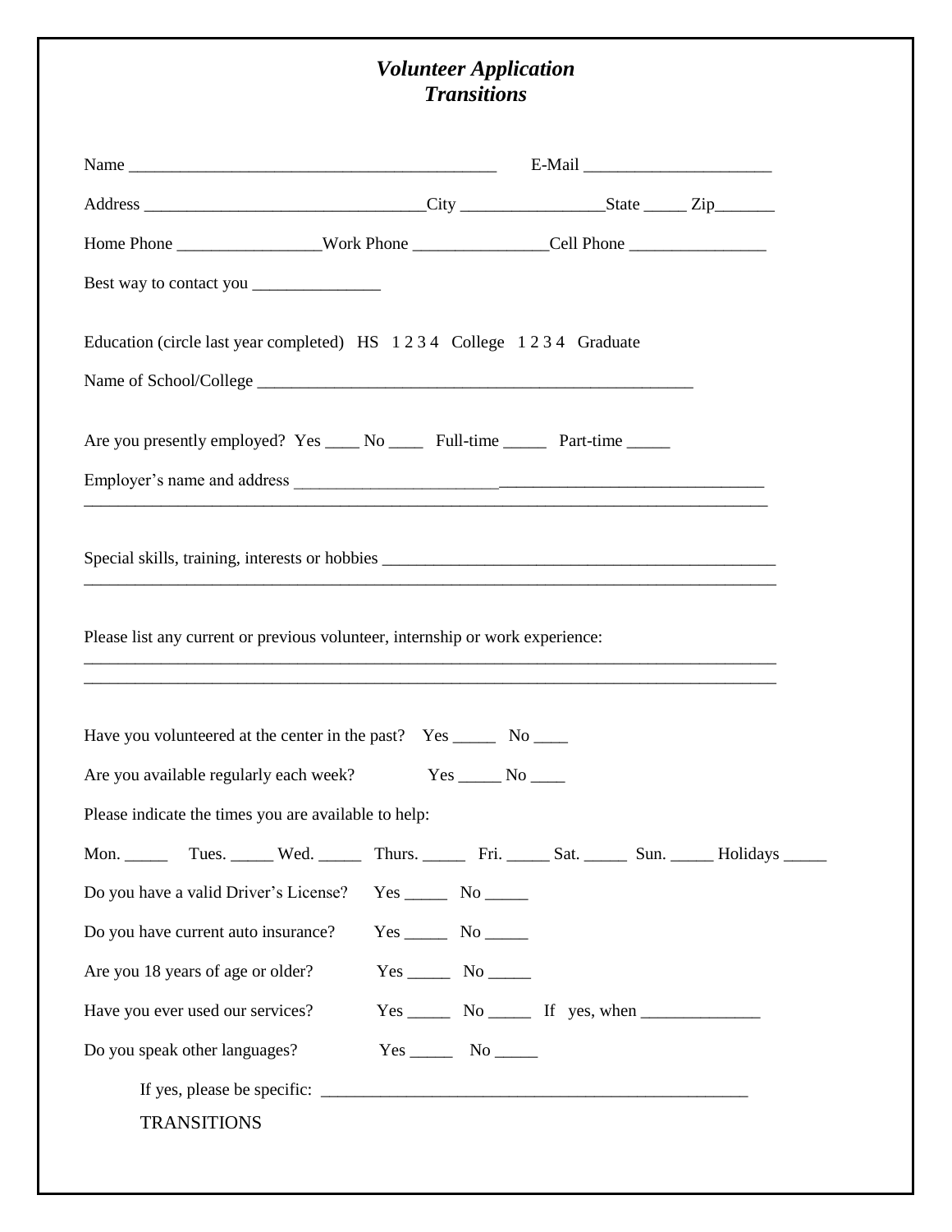# *Volunteer Application*
## *Transitions*

Name ___________________________________________ E-Mail _____________________

Address ________________________________City ________________State _____ Zip_______

Home Phone ________________Work Phone _______________Cell Phone _______________

Best way to contact you _______________

Education (circle last year completed) HS 1 2 3 4 College 1 2 3 4 Graduate

Name of School/College ____________________________________________________

Are you presently employed? Yes ____ No ____ Full-time _____ Part-time _____

Employer's name and address ______________________________________________________

________________________________________________________________________________

Special skills, training, interests or hobbies ______________________________________________

________________________________________________________________________________

Please list any current or previous volunteer, internship or work experience:

________________________________________________________________________________

________________________________________________________________________________

Have you volunteered at the center in the past? Yes _____ No ____

Are you available regularly each week? Yes _____ No ____

Please indicate the times you are available to help:

Mon. _____ Tues. _____ Wed. _____ Thurs. _____ Fri. _____ Sat. _____ Sun. _____ Holidays _____

Do you have a valid Driver's License? Yes _____ No _____

Do you have current auto insurance? Yes _____ No _____

Are you 18 years of age or older? Yes _____ No _____

Have you ever used our services? Yes _____ No _____ If yes, when ______________

Do you speak other languages? Yes _____ No _____

If yes, please be specific: ___________________________________________________

TRANSITIONS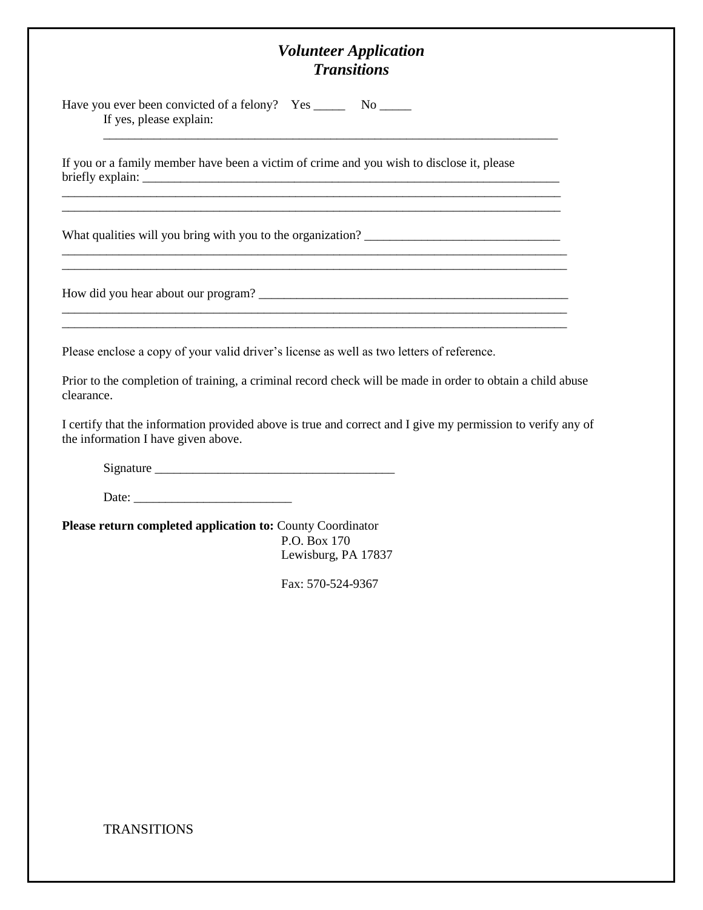# *Volunteer Application*
## *Transitions*

Have you ever been convicted of a felony? Yes _____ No _____

If yes, please explain: ___________________________________________________________________________

If you or a family member have been a victim of crime and you wish to disclose it, please briefly explain: ______________________________________________________________________
________________________________________________________________________________
________________________________________________________________________________

What qualities will you bring with you to the organization? _______________________________
________________________________________________________________________________
________________________________________________________________________________

How did you hear about our program? _____________________________________________________
________________________________________________________________________________
________________________________________________________________________________

Please enclose a copy of your valid driver's license as well as two letters of reference.

Prior to the completion of training, a criminal record check will be made in order to obtain a child abuse clearance.

I certify that the information provided above is true and correct and I give my permission to verify any of the information I have given above.

Signature ______________________________________

Date: _________________________

**Please return completed application to:** County Coordinator
P.O. Box 170
Lewisburg, PA 17837

Fax: 570-524-9367

TRANSITIONS